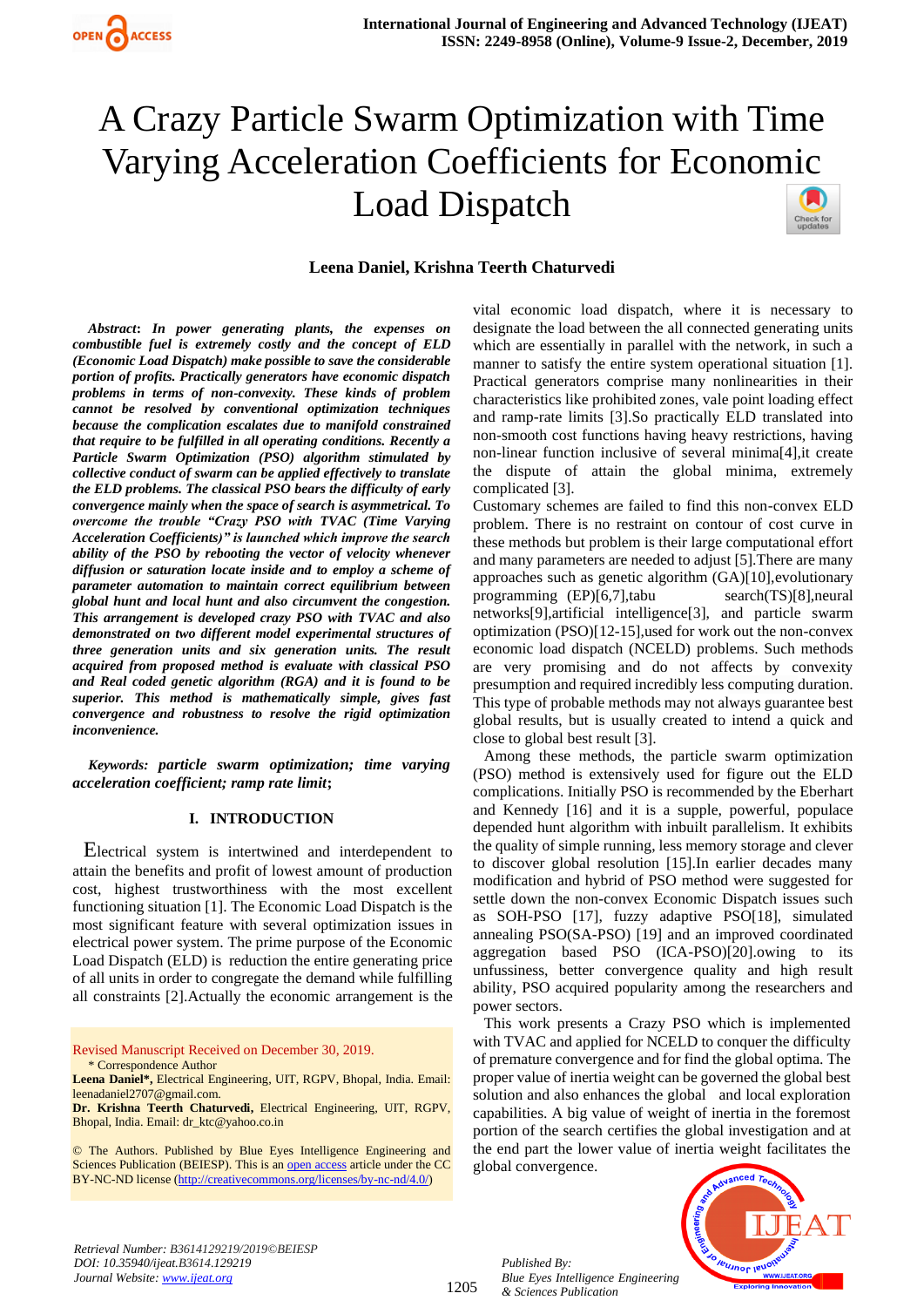# A Crazy Particle Swarm Optimization with Time Varying Acceleration Coefficients for Economic Load Dispatch

**Leena Daniel, Krishna Teerth Chaturvedi**

***Abstract*: *In power generating plants, the expenses on combustible fuel is extremely costly and the concept of ELD (Economic Load Dispatch) make possible to save the considerable portion of profits. Practically generators have economic dispatch problems in terms of non-convexity. These kinds of problem cannot be resolved by conventional optimization techniques because the complication escalates due to manifold constrained that require to be fulfilled in all operating conditions. Recently a Particle Swarm Optimization (PSO) algorithm stimulated by collective conduct of swarm can be applied effectively to translate the ELD problems. The classical PSO bears the difficulty of early convergence mainly when the space of search is asymmetrical. To overcome the trouble "Crazy PSO with TVAC (Time Varying Acceleration Coefficients)" is launched which improve the search ability of the PSO by rebooting the vector of velocity whenever diffusion or saturation locate inside and to employ a scheme of parameter automation to maintain correct equilibrium between global hunt and local hunt and also circumvent the congestion. This arrangement is developed crazy PSO with TVAC and also demonstrated on two different model experimental structures of three generation units and six generation units. The result acquired from proposed method is evaluate with classical PSO and Real coded genetic algorithm (RGA) and it is found to be superior. This method is mathematically simple, gives fast convergence and robustness to resolve the rigid optimization inconvenience.***

***Keywords:* *particle swarm optimization; time varying acceleration coefficient; ramp rate limit*;**

## I. INTRODUCTION

Electrical system is intertwined and interdependent to attain the benefits and profit of lowest amount of production cost, highest trustworthiness with the most excellent functioning situation [1]. The Economic Load Dispatch is the most significant feature with several optimization issues in electrical power system. The prime purpose of the Economic Load Dispatch (ELD) is reduction the entire generating price of all units in order to congregate the demand while fulfilling all constraints [2].Actually the economic arrangement is the vital economic load dispatch, where it is necessary to designate the load between the all connected generating units which are essentially in parallel with the network, in such a manner to satisfy the entire system operational situation [1]. Practical generators comprise many nonlinearities in their characteristics like prohibited zones, vale point loading effect and ramp-rate limits [3].So practically ELD translated into non-smooth cost functions having heavy restrictions, having non-linear function inclusive of several minima[4],it create the dispute of attain the global minima, extremely complicated [3].

Customary schemes are failed to find this non-convex ELD problem. There is no restraint on contour of cost curve in these methods but problem is their large computational effort and many parameters are needed to adjust [5].There are many approaches such as genetic algorithm (GA)[10],evolutionary programming (EP)[6,7],tabu search(TS)[8],neural networks[9],artificial intelligence[3], and particle swarm optimization (PSO)[12-15],used for work out the non-convex economic load dispatch (NCELD) problems. Such methods are very promising and do not affects by convexity presumption and required incredibly less computing duration. This type of probable methods may not always guarantee best global results, but is usually created to intend a quick and close to global best result [3].

Among these methods, the particle swarm optimization (PSO) method is extensively used for figure out the ELD complications. Initially PSO is recommended by the Eberhart and Kennedy [16] and it is a supple, powerful, populace depended hunt algorithm with inbuilt parallelism. It exhibits the quality of simple running, less memory storage and clever to discover global resolution [15].In earlier decades many modification and hybrid of PSO method were suggested for settle down the non-convex Economic Dispatch issues such as SOH-PSO [17], fuzzy adaptive PSO[18], simulated annealing PSO(SA-PSO) [19] and an improved coordinated aggregation based PSO (ICA-PSO)[20].owing to its unfussiness, better convergence quality and high result ability, PSO acquired popularity among the researchers and power sectors.

This work presents a Crazy PSO which is implemented with TVAC and applied for NCELD to conquer the difficulty of premature convergence and for find the global optima. The proper value of inertia weight can be governed the global best solution and also enhances the global and local exploration capabilities. A big value of weight of inertia in the foremost portion of the search certifies the global investigation and at the end part the lower value of inertia weight facilitates the global convergence.

Revised Manuscript Received on December 30, 2019.

\* Correspondence Author

**Leena Daniel\***, Electrical Engineering, UIT, RGPV, Bhopal, India. Email: leenadaniel2707@gmail.com.

**Dr. Krishna Teerth Chaturvedi,** Electrical Engineering, UIT, RGPV, Bhopal, India. Email: dr_ktc@yahoo.co.in

© The Authors. Published by Blue Eyes Intelligence Engineering and Sciences Publication (BEIESP). This is an open access article under the CC BY-NC-ND license (http://creativecommons.org/licenses/by-nc-nd/4.0/)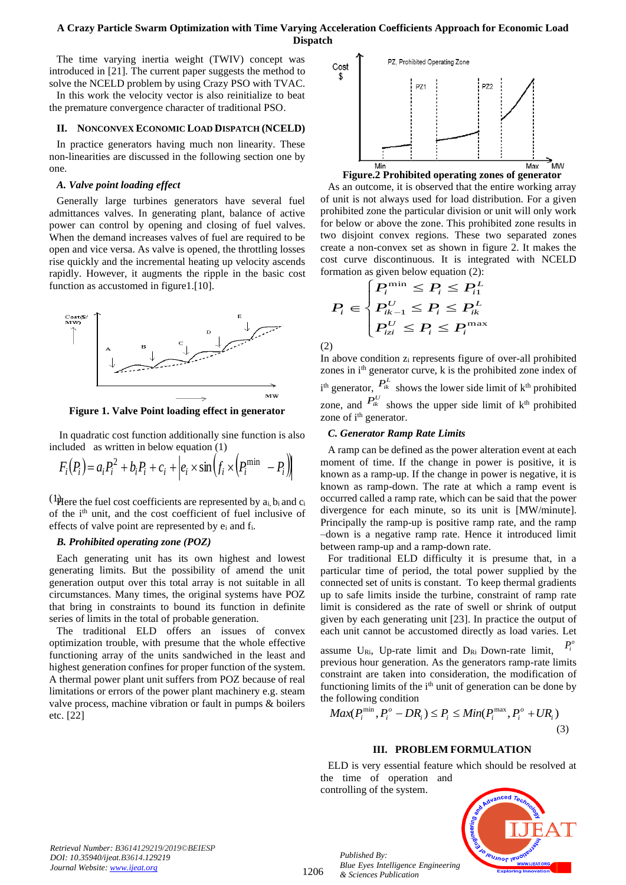The time varying inertia weight (TWIV) concept was introduced in [21]. The current paper suggests the method to solve the NCELD problem by using Crazy PSO with TVAC.

In this work the velocity vector is also reinitialize to beat the premature convergence character of traditional PSO.

## II. NONCONVEX ECONOMIC LOAD DISPATCH (NCELD)

In practice generators having much non linearity. These non-linearities are discussed in the following section one by one.

### *A. Valve point loading effect*

Generally large turbines generators have several fuel admittances valves. In generating plant, balance of active power can control by opening and closing of fuel valves. When the demand increases valves of fuel are required to be open and vice versa. As valve is opened, the throttling losses rise quickly and the incremental heating up velocity ascends rapidly. However, it augments the ripple in the basic cost function as accustomed in figure1.[10].

**Figure 1. Valve Point loading effect in generator**

In quadratic cost function additionally sine function is also included as written in below equation (1)

$$F_i(P_i) = a_i P_i^2 + b_i P_i + c_i + \left| e_i \times \sin\left( f_i \times \left( P_i^{\min} - P_i \right) \right) \right| \quad (1)$$

Here the fuel cost coefficients are represented by $a_i$, $b_i$ and $c_i$ of the $i^{th}$ unit, and the cost coefficient of fuel inclusive of effects of valve point are represented by $e_i$ and $f_i$.

### *B. Prohibited operating zone (POZ)*

Each generating unit has its own highest and lowest generating limits. But the possibility of amend the unit generation output over this total array is not suitable in all circumstances. Many times, the original systems have POZ that bring in constraints to bound its function in definite series of limits in the total of probable generation.

The traditional ELD offers an issues of convex optimization trouble, with presume that the whole effective functioning array of the units sandwiched in the least and highest generation confines for proper function of the system. A thermal power plant unit suffers from POZ because of real limitations or errors of the power plant machinery e.g. steam valve process, machine vibration or fault in pumps & boilers etc. [22]

**Figure.2 Prohibited operating zones of generator**

As an outcome, it is observed that the entire working array of unit is not always used for load distribution. For a given prohibited zone the particular division or unit will only work for below or above the zone. This prohibited zone results in two disjoint convex regions. These two separated zones create a non-convex set as shown in figure 2. It makes the cost curve discontinuous. It is integrated with NCELD formation as given below equation (2):

$$P_i \in \begin{cases} P_i^{\min} \le P_i \le P_{i1}^{L} \\ P_{ik-1}^{U} \le P_i \le P_{ik}^{L} \\ P_{izi}^{U} \le P_i \le P_i^{\max} \end{cases} \quad (2)$$

In above condition $z_i$ represents figure of over-all prohibited zones in $i^{th}$ generator curve, k is the prohibited zone index of $i^{th}$ generator, $P_{ik}^{L}$ shows the lower side limit of $k^{th}$ prohibited zone, and $P_{ik}^{U}$ shows the upper side limit of $k^{th}$ prohibited zone of $i^{th}$ generator.

### *C. Generator Ramp Rate Limits*

A ramp can be defined as the power alteration event at each moment of time. If the change in power is positive, it is known as a ramp-up. If the change in power is negative, it is known as ramp-down. The rate at which a ramp event is occurred called a ramp rate, which can be said that the power divergence for each minute, so its unit is [MW/minute]. Principally the ramp-up is positive ramp rate, and the ramp –down is a negative ramp rate. Hence it introduced limit between ramp-up and a ramp-down rate.

For traditional ELD difficulty it is presume that, in a particular time of period, the total power supplied by the connected set of units is constant. To keep thermal gradients up to safe limits inside the turbine, constraint of ramp rate limit is considered as the rate of swell or shrink of output given by each generating unit [23]. In practice the output of each unit cannot be accustomed directly as load varies. Let assume $U_{Ri}$, Up-rate limit and $D_{Ri}$ Down-rate limit, $P_i^{o}$ previous hour generation. As the generators ramp-rate limits constraint are taken into consideration, the modification of functioning limits of the $i^{th}$ unit of generation can be done by the following condition

$$Max(P_i^{\min}, P_i^{o} - DR_i) \le P_i \le Min(P_i^{\max}, P_i^{o} + UR_i) \quad (3)$$

## III. PROBLEM FORMULATION

ELD is very essential feature which should be resolved at the time of operation and controlling of the system.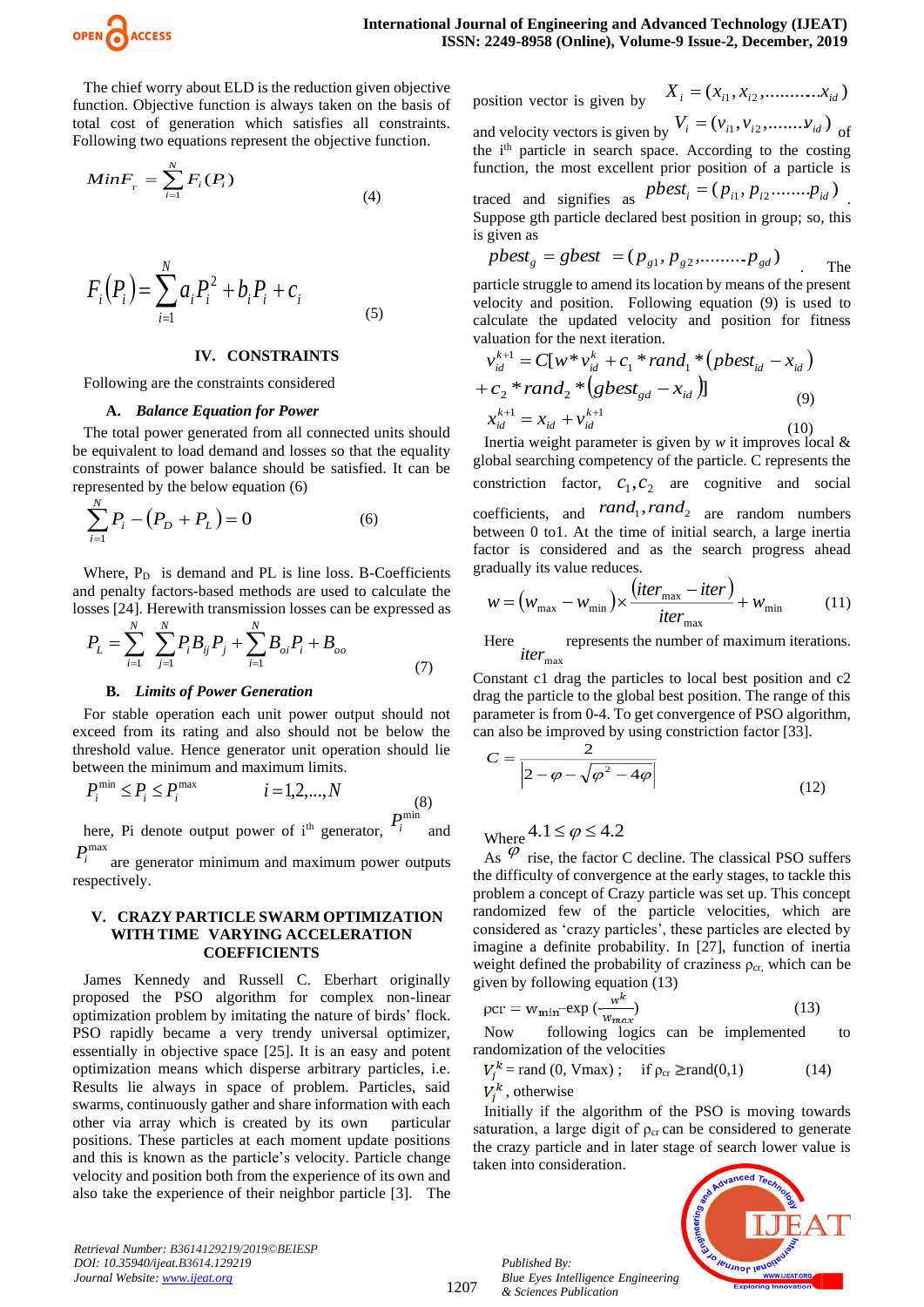The chief worry about ELD is the reduction given objective function. Objective function is always taken on the basis of total cost of generation which satisfies all constraints. Following two equations represent the objective function.

$$MinF_T = \sum_{i=1}^{N} F_i(P_i) \tag{4}$$

$$F_i(P_i) = \sum_{i=1}^{N} a_i P_i^2 + b_i P_i + c_i \tag{5}$$

## IV. CONSTRAINTS

Following are the constraints considered

### A. *Balance Equation for Power*

The total power generated from all connected units should be equivalent to load demand and losses so that the equality constraints of power balance should be satisfied. It can be represented by the below equation (6)

$$\sum_{i=1}^{N} P_i - (P_D + P_L) = 0 \tag{6}$$

Where, $P_D$ is demand and PL is line loss. B-Coefficients and penalty factors-based methods are used to calculate the losses [24]. Herewith transmission losses can be expressed as

$$P_L = \sum_{i=1}^{N} \sum_{j=1}^{N} P_i B_{ij} P_j + \sum_{i=1}^{N} B_{oi} P_i + B_{oo} \tag{7}$$

### B. *Limits of Power Generation*

For stable operation each unit power output should not exceed from its rating and also should not be below the threshold value. Hence generator unit operation should lie between the minimum and maximum limits.

$$P_i^{\min} \le P_i \le P_i^{\max} \qquad i = 1,2,...,N \tag{8}$$

here, Pi denote output power of i[th] generator, $P_i^{\min}$ and $P_i^{\max}$ are generator minimum and maximum power outputs respectively.

## V. CRAZY PARTICLE SWARM OPTIMIZATION WITH TIME VARYING ACCELERATION COEFFICIENTS

James Kennedy and Russell C. Eberhart originally proposed the PSO algorithm for complex non-linear optimization problem by imitating the nature of birds' flock. PSO rapidly became a very trendy universal optimizer, essentially in objective space [25]. It is an easy and potent optimization means which disperse arbitrary particles, i.e. Results lie always in space of problem. Particles, said swarms, continuously gather and share information with each other via array which is created by its own particular positions. These particles at each moment update positions and this is known as the particle's velocity. Particle change velocity and position both from the experience of its own and also take the experience of their neighbor particle [3]. The position vector is given by $X_i = (x_{i1}, x_{i2}, ..........x_{id})$ and velocity vectors is given by $V_i = (v_{i1}, v_{i2}, .......v_{id})$ of the i[th] particle in search space. According to the costing function, the most excellent prior position of a particle is traced and signifies as $pbest_i = (p_{i1}, p_{i2}.......p_{id})$. Suppose gth particle declared best position in group; so, this is given as

$$pbest_g = gbest = (p_{g1}, p_{g2}, .........p_{gd})$$

The particle struggle to amend its location by means of the present velocity and position. Following equation (9) is used to calculate the updated velocity and position for fitness valuation for the next iteration.

$$v_{id}^{k+1} = C[w * v_{id}^{k} + c_1 * rand_1 * (pbest_{id} - x_{id}) + c_2 * rand_2 * (gbest_{gd} - x_{id})] \tag{9}$$

$$x_{id}^{k+1} = x_{id} + v_{id}^{k+1} \tag{10}$$

Inertia weight parameter is given by *w* it improves local & global searching competency of the particle. C represents the constriction factor, $c_1, c_2$ are cognitive and social coefficients, and $rand_1, rand_2$ are random numbers between 0 to1. At the time of initial search, a large inertia factor is considered and as the search progress ahead gradually its value reduces.

$$w = (w_{\max} - w_{\min}) \times \frac{(iter_{\max} - iter)}{iter_{\max}} + w_{\min} \tag{11}$$

Here $iter_{\max}$ represents the number of maximum iterations.

Constant c1 drag the particles to local best position and c2 drag the particle to the global best position. The range of this parameter is from 0-4. To get convergence of PSO algorithm, can also be improved by using constriction factor [33].

$$C = \frac{2}{\left|2 - \varphi - \sqrt{\varphi^2 - 4\varphi}\right|} \tag{12}$$

Where $4.1 \le \varphi \le 4.2$

As $\varphi$ rise, the factor C decline. The classical PSO suffers the difficulty of convergence at the early stages, to tackle this problem a concept of Crazy particle was set up. This concept randomized few of the particle velocities, which are considered as 'crazy particles', these particles are elected by imagine a definite probability. In [27], function of inertia weight defined the probability of craziness $\rho_{cr}$, which can be given by following equation (13)

$$\rho cr = w_{\min} - \exp\left(\frac{w^k}{w_{max}}\right) \tag{13}$$

Now following logics can be implemented to randomization of the velocities

$$V_j^k = \text{rand}(0, V\max); \quad \text{if } \rho_{cr} \ge \text{rand}(0,1) \tag{14}$$

$V_j^k$, otherwise

Initially if the algorithm of the PSO is moving towards saturation, a large digit of $\rho_{cr}$ can be considered to generate the crazy particle and in later stage of search lower value is taken into consideration.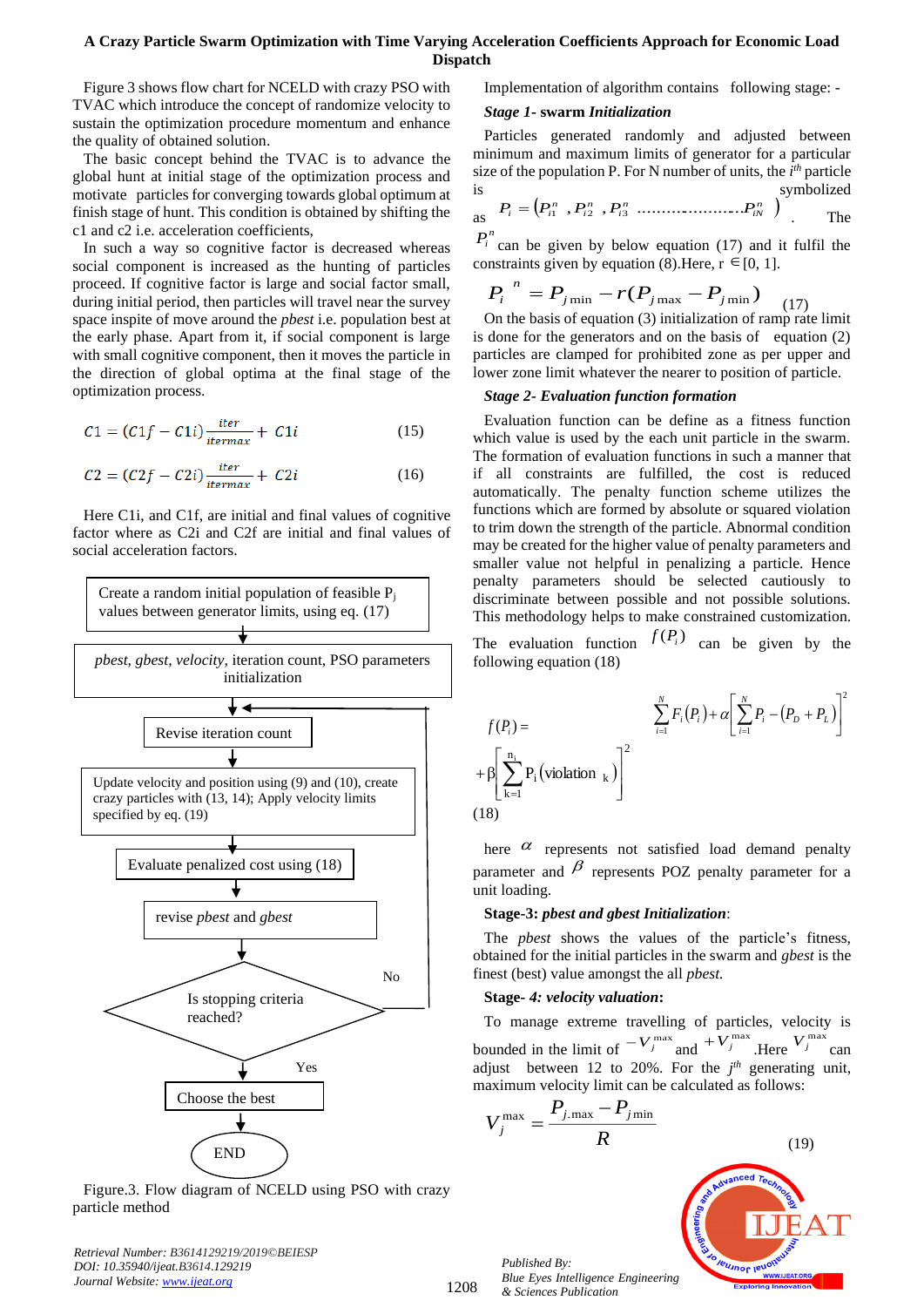Figure 3 shows flow chart for NCELD with crazy PSO with TVAC which introduce the concept of randomize velocity to sustain the optimization procedure momentum and enhance the quality of obtained solution.

The basic concept behind the TVAC is to advance the global hunt at initial stage of the optimization process and motivate particles for converging towards global optimum at finish stage of hunt. This condition is obtained by shifting the c1 and c2 i.e. acceleration coefficients,

In such a way so cognitive factor is decreased whereas social component is increased as the hunting of particles proceed. If cognitive factor is large and social factor small, during initial period, then particles will travel near the survey space inspite of move around the *pbest* i.e. population best at the early phase. Apart from it, if social component is large with small cognitive component, then it moves the particle in the direction of global optima at the final stage of the optimization process.

$$C1 = (C1f - C1i)\frac{iter}{itermax} + C1i \qquad (15)$$

$$C2 = (C2f - C2i)\frac{iter}{itermax} + C2i \qquad (16)$$

Here C1i, and C1f, are initial and final values of cognitive factor where as C2i and C2f are initial and final values of social acceleration factors.

Create a random initial population of feasible $P_j$ values between generator limits, using eq. (17)
→ *pbest, gbest, velocity*, iteration count, PSO parameters initialization
→ Revise iteration count
→ Update velocity and position using (9) and (10), create crazy particles with (13, 14); Apply velocity limits specified by eq. (19)
→ Evaluate penalized cost using (18)
→ revise *pbest* and *gbest*
→ Is stopping criteria reached? (No → Revise iteration count; Yes → Choose the best)
→ Choose the best
→ END

Figure.3. Flow diagram of NCELD using PSO with crazy particle method

Implementation of algorithm contains following stage: -

***Stage 1- swarm Initialization***

Particles generated randomly and adjusted between minimum and maximum limits of generator for a particular size of the population P. For N number of units, the $i^{th}$ particle is symbolized as $P_i = (P_{i1}^n, P_{i2}^n, P_{i3}^n \ldots\ldots\ldots\ldots\ldots\ldots P_{iN}^n)$. The $P_i^n$ can be given by below equation (17) and it fulfil the constraints given by equation (8).Here, r $\in$[0, 1].

$$P_i^{\,n} = P_{j\min} - r(P_{j\max} - P_{j\min}) \qquad (17)$$

On the basis of equation (3) initialization of ramp rate limit is done for the generators and on the basis of equation (2) particles are clamped for prohibited zone as per upper and lower zone limit whatever the nearer to position of particle.

***Stage 2- Evaluation function formation***

Evaluation function can be define as a fitness function which value is used by the each unit particle in the swarm. The formation of evaluation functions in such a manner that if all constraints are fulfilled, the cost is reduced automatically. The penalty function scheme utilizes the functions which are formed by absolute or squared violation to trim down the strength of the particle. Abnormal condition may be created for the higher value of penalty parameters and smaller value not helpful in penalizing a particle. Hence penalty parameters should be selected cautiously to discriminate between possible and not possible solutions. This methodology helps to make constrained customization.

The evaluation function $f(P_i)$ can be given by the following equation (18)

$$f(P_i) = \sum_{i=1}^{N} F_i(P_i) + \alpha\left[\sum_{i=1}^{N} P_i - (P_D + P_L)\right]^2 + \beta\left[\sum_{k=1}^{n_j} P_i(\text{violation}_k)\right]^2 \qquad (18)$$

here $\alpha$ represents not satisfied load demand penalty parameter and $\beta$ represents POZ penalty parameter for a unit loading.

**Stage-3: *pbest and gbest Initialization***:

The *pbest* shows the values of the particle's fitness, obtained for the initial particles in the swarm and *gbest* is the finest (best) value amongst the all *pbest.*

**Stage- *4: velocity valuation***:

To manage extreme travelling of particles, velocity is bounded in the limit of $-V_j^{\max}$ and $+V_j^{\max}$ .Here $V_j^{\max}$ can adjust between 12 to 20%. For the $j^{th}$ generating unit, maximum velocity limit can be calculated as follows:

$$V_j^{\max} = \frac{P_{j.\max} - P_{j\min}}{R} \qquad (19)$$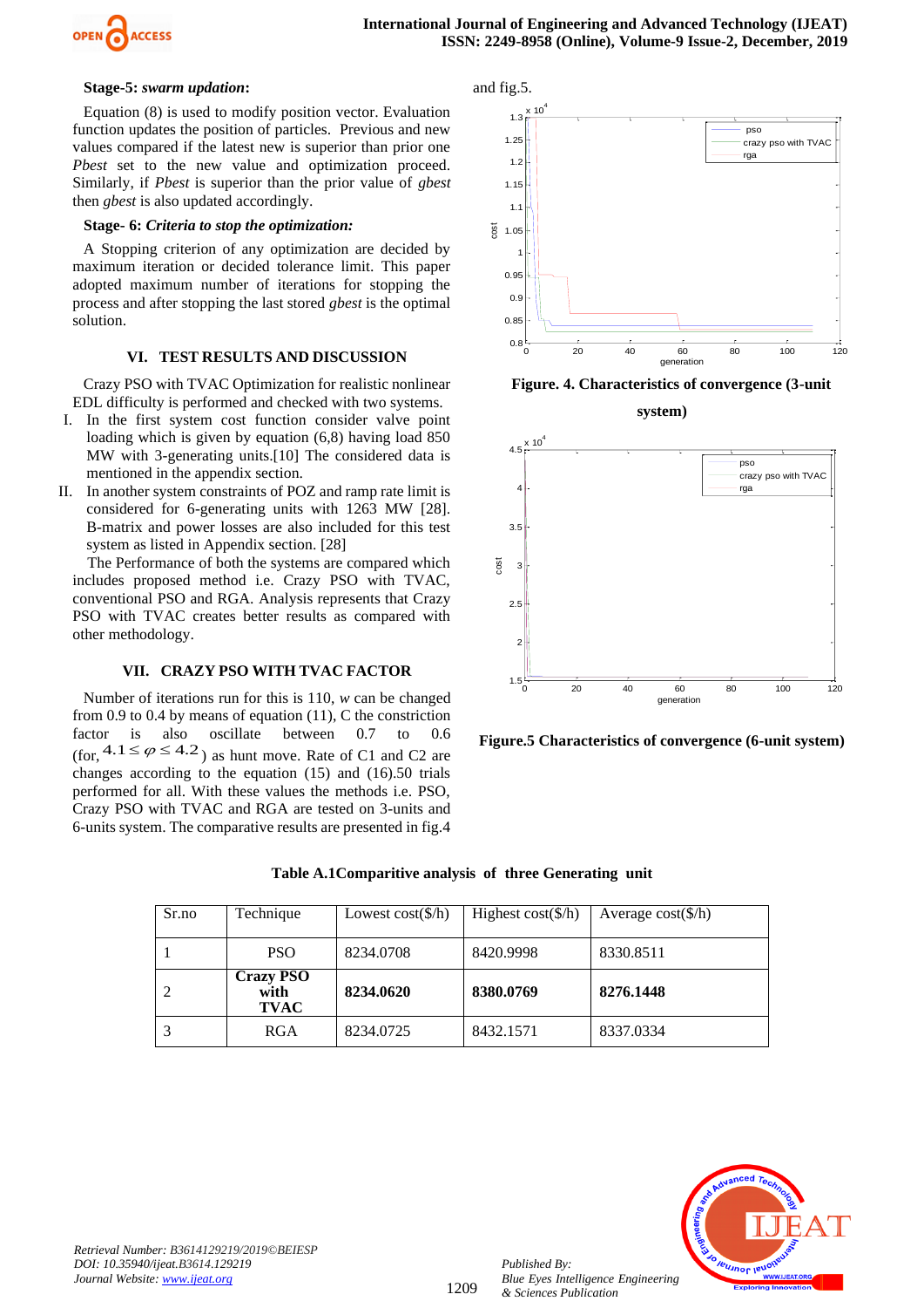**Stage-5:** ***swarm updation*:**

Equation (8) is used to modify position vector. Evaluation function updates the position of particles. Previous and new values compared if the latest new is superior than prior one *Pbest* set to the new value and optimization proceed. Similarly, if *Pbest* is superior than the prior value of *gbest* then *gbest* is also updated accordingly.

**Stage- 6:** ***Criteria to stop the optimization:***

A Stopping criterion of any optimization are decided by maximum iteration or decided tolerance limit. This paper adopted maximum number of iterations for stopping the process and after stopping the last stored *gbest* is the optimal solution.

## VI. TEST RESULTS AND DISCUSSION

Crazy PSO with TVAC Optimization for realistic nonlinear EDL difficulty is performed and checked with two systems.

I. In the first system cost function consider valve point loading which is given by equation (6,8) having load 850 MW with 3-generating units.[10] The considered data is mentioned in the appendix section.

II. In another system constraints of POZ and ramp rate limit is considered for 6-generating units with 1263 MW [28]. B-matrix and power losses are also included for this test system as listed in Appendix section. [28]

The Performance of both the systems are compared which includes proposed method i.e. Crazy PSO with TVAC, conventional PSO and RGA. Analysis represents that Crazy PSO with TVAC creates better results as compared with other methodology.

## VII. CRAZY PSO WITH TVAC FACTOR

Number of iterations run for this is 110, *w* can be changed from 0.9 to 0.4 by means of equation (11), C the constriction factor is also oscillate between 0.7 to 0.6 (for, $4.1 \leq \varphi \leq 4.2$) as hunt move. Rate of C1 and C2 are changes according to the equation (15) and (16).50 trials performed for all. With these values the methods i.e. PSO, Crazy PSO with TVAC and RGA are tested on 3-units and 6-units system. The comparative results are presented in fig.4 and fig.5.

**Figure. 4. Characteristics of convergence (3-unit system)**

**Figure.5 Characteristics of convergence (6-unit system)**

**Table A.1Comparitive analysis of three Generating unit**

| Sr.no | Technique | Lowest cost($/h) | Highest cost($/h) | Average cost($/h) |
|---|---|---|---|---|
| 1 | PSO | 8234.0708 | 8420.9998 | 8330.8511 |
| 2 | **Crazy PSO with TVAC** | **8234.0620** | **8380.0769** | **8276.1448** |
| 3 | RGA | 8234.0725 | 8432.1571 | 8337.0334 |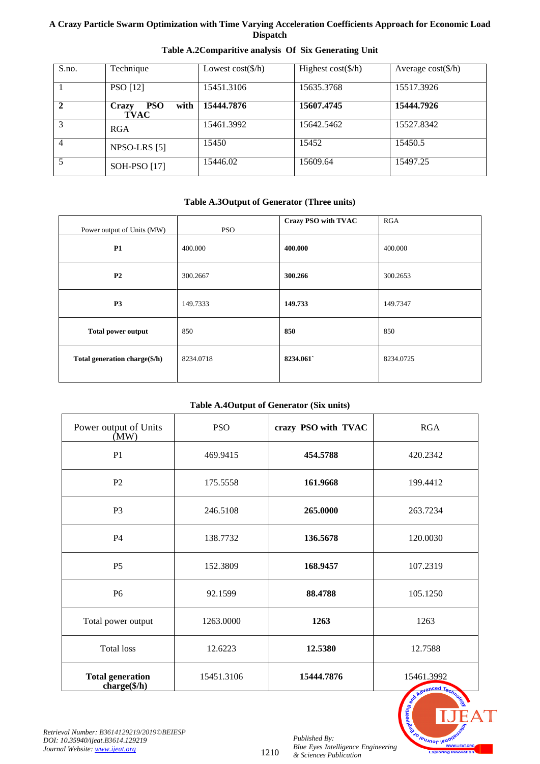**Table A.2Comparitive analysis Of Six Generating Unit**

| S.no. | Technique | Lowest cost($/h) | Highest cost($/h) | Average cost($/h) |
|---|---|---|---|---|
| 1 | PSO [12] | 15451.3106 | 15635.3768 | 15517.3926 |
| **2** | **Crazy PSO with TVAC** | **15444.7876** | **15607.4745** | **15444.7926** |
| 3 | RGA | 15461.3992 | 15642.5462 | 15527.8342 |
| 4 | NPSO-LRS [5] | 15450 | 15452 | 15450.5 |
| 5 | SOH-PSO [17] | 15446.02 | 15609.64 | 15497.25 |

**Table A.3Output of Generator (Three units)**

| Power output of Units (MW) | PSO | Crazy PSO with TVAC | RGA |
|---|---|---|---|
| **P1** | 400.000 | **400.000** | 400.000 |
| **P2** | 300.2667 | **300.266** | 300.2653 |
| **P3** | 149.7333 | **149.733** | 149.7347 |
| **Total power output** | 850 | **850** | 850 |
| **Total generation charge($/h)** | 8234.0718 | **8234.061`** | 8234.0725 |

**Table A.4Output of Generator (Six units)**

| Power output of Units (MW) | PSO | crazy PSO with TVAC | RGA |
|---|---|---|---|
| P1 | 469.9415 | **454.5788** | 420.2342 |
| P2 | 175.5558 | **161.9668** | 199.4412 |
| P3 | 246.5108 | **265.0000** | 263.7234 |
| P4 | 138.7732 | **136.5678** | 120.0030 |
| P5 | 152.3809 | **168.9457** | 107.2319 |
| P6 | 92.1599 | **88.4788** | 105.1250 |
| Total power output | 1263.0000 | **1263** | 1263 |
| Total loss | 12.6223 | **12.5380** | 12.7588 |
| **Total generation charge($/h)** | 15451.3106 | **15444.7876** | 15461.3992 |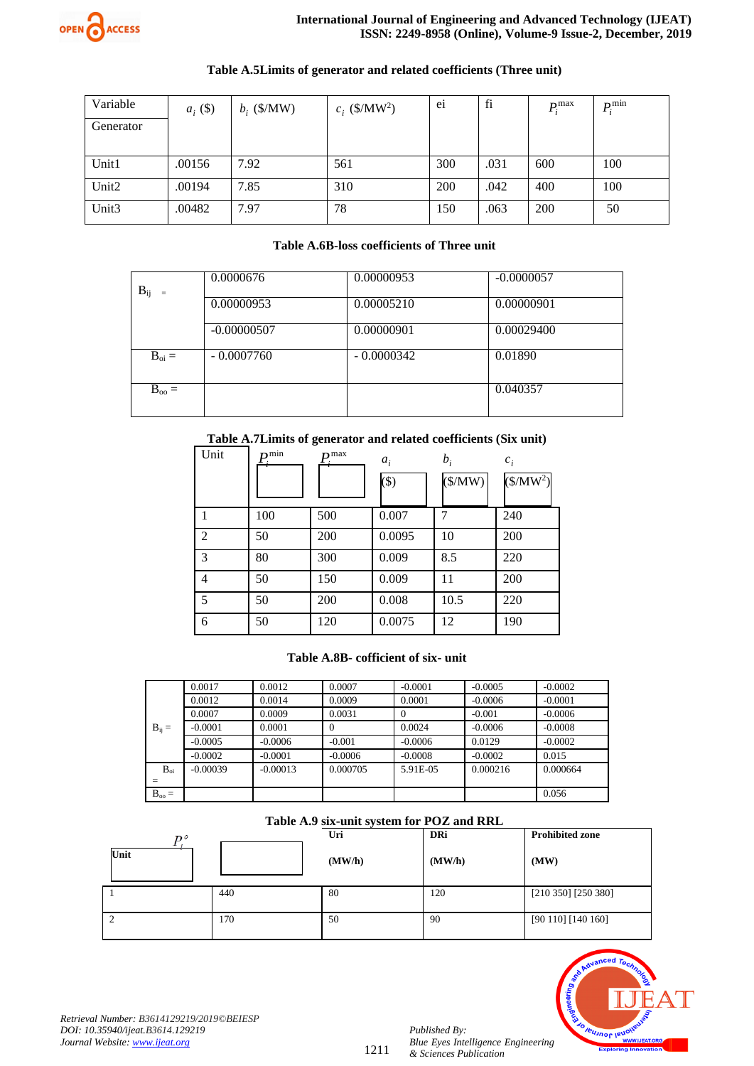**Table A.5Limits of generator and related coefficients (Three unit)**

| Variable Generator | $a_i$ ($) | $b_i$ ($/MW) | $c_i$ ($/MW$^2$) | ei | fi | $P_i^{max}$ | $P_i^{min}$ |
|---|---|---|---|---|---|---|---|
| Unit1 | .00156 | 7.92 | 561 | 300 | .031 | 600 | 100 |
| Unit2 | .00194 | 7.85 | 310 | 200 | .042 | 400 | 100 |
| Unit3 | .00482 | 7.97 | 78 | 150 | .063 | 200 | 50 |

**Table A.6B-loss coefficients of Three unit**

| | | | |
|---|---|---|---|
| $B_{ij}$ = | 0.0000676 | 0.00000953 | -0.0000057 |
| | 0.00000953 | 0.00005210 | 0.00000901 |
| | -0.00000507 | 0.00000901 | 0.00029400 |
| $B_{oi}$ = | - 0.0007760 | - 0.0000342 | 0.01890 |
| $B_{oo}$ = | | | 0.040357 |

**Table A.7Limits of generator and related coefficients (Six unit)**

| Unit | $P_i^{min}$ | $P_i^{max}$ | $a_i$ ($) | $b_i$ ($/MW) | $c_i$ ($/MW$^2$) |
|---|---|---|---|---|---|
| 1 | 100 | 500 | 0.007 | 7 | 240 |
| 2 | 50 | 200 | 0.0095 | 10 | 200 |
| 3 | 80 | 300 | 0.009 | 8.5 | 220 |
| 4 | 50 | 150 | 0.009 | 11 | 200 |
| 5 | 50 | 200 | 0.008 | 10.5 | 220 |
| 6 | 50 | 120 | 0.0075 | 12 | 190 |

**Table A.8B- cofficient of six- unit**

| | | | | | | |
|---|---|---|---|---|---|---|
| $B_{ij}$ = | 0.0017 | 0.0012 | 0.0007 | -0.0001 | -0.0005 | -0.0002 |
| | 0.0012 | 0.0014 | 0.0009 | 0.0001 | -0.0006 | -0.0001 |
| | 0.0007 | 0.0009 | 0.0031 | 0 | -0.001 | -0.0006 |
| | -0.0001 | 0.0001 | 0 | 0.0024 | -0.0006 | -0.0008 |
| | -0.0005 | -0.0006 | -0.001 | -0.0006 | 0.0129 | -0.0002 |
| | -0.0002 | -0.0001 | -0.0006 | -0.0008 | -0.0002 | 0.015 |
| $B_{oi}$ = | -0.00039 | -0.00013 | 0.000705 | 5.91E-05 | 0.000216 | 0.000664 |
| $B_{oo}$ = | | | | | | 0.056 |

**Table A.9 six-unit system for POZ and RRL**

| Unit | $P_i^o$ | Uri (MW/h) | DRi (MW/h) | Prohibited zone (MW) |
|---|---|---|---|---|
| 1 | 440 | 80 | 120 | [210 350] [250 380] |
| 2 | 170 | 50 | 90 | [90 110] [140 160] |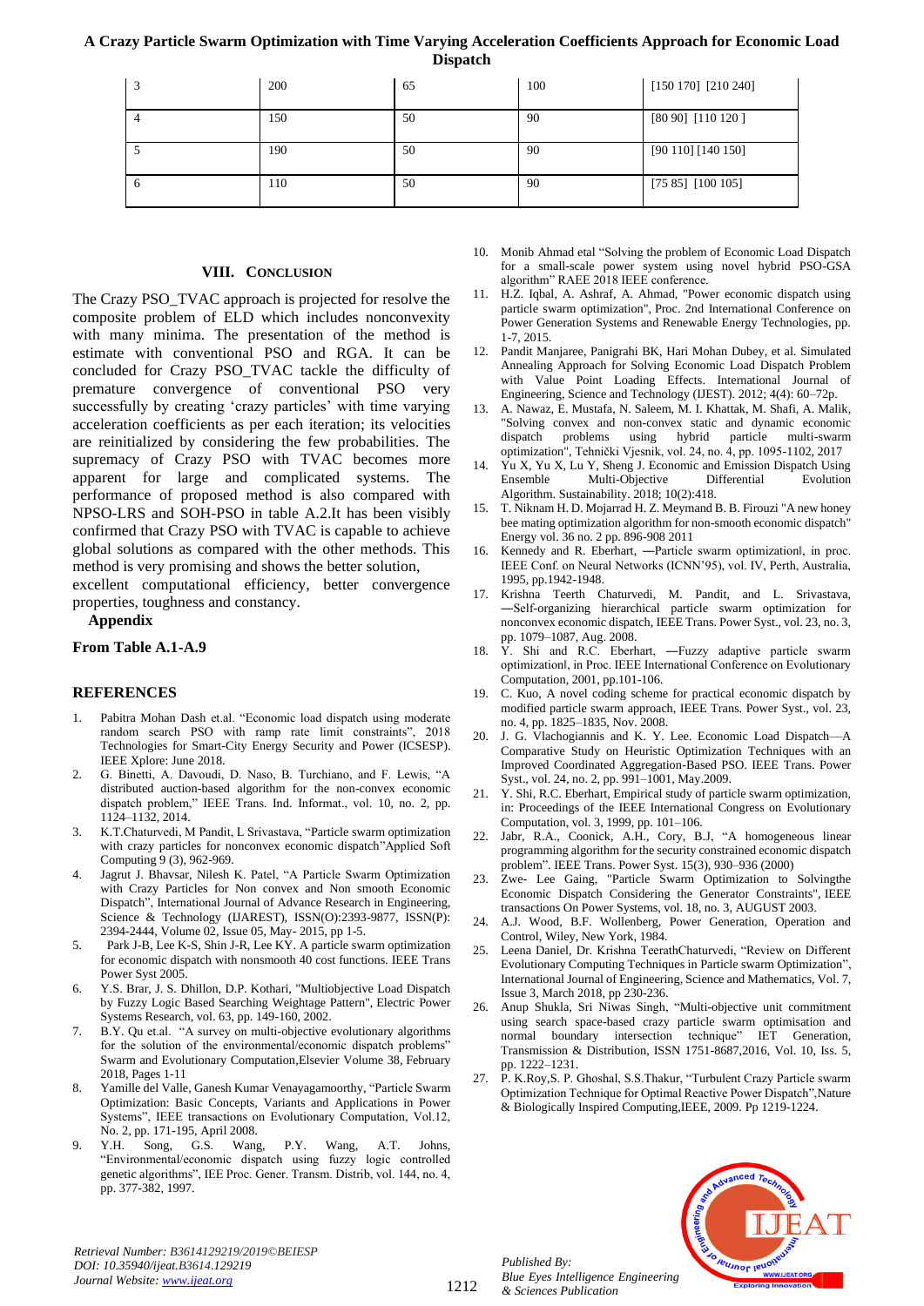| 3 | 200 | 65 | 100 | [150 170] [210 240] |
|---|---|---|---|---|
| 4 | 150 | 50 | 90 | [80 90] [110 120 ] |
| 5 | 190 | 50 | 90 | [90 110] [140 150] |
| 6 | 110 | 50 | 90 | [75 85] [100 105] |

## VIII. CONCLUSION

The Crazy PSO_TVAC approach is projected for resolve the composite problem of ELD which includes nonconvexity with many minima. The presentation of the method is estimate with conventional PSO and RGA. It can be concluded for Crazy PSO_TVAC tackle the difficulty of premature convergence of conventional PSO very successfully by creating 'crazy particles' with time varying acceleration coefficients as per each iteration; its velocities are reinitialized by considering the few probabilities. The supremacy of Crazy PSO with TVAC becomes more apparent for large and complicated systems. The performance of proposed method is also compared with NPSO-LRS and SOH-PSO in table A.2.It has been visibly confirmed that Crazy PSO with TVAC is capable to achieve global solutions as compared with the other methods. This method is very promising and shows the better solution, excellent computational efficiency, better convergence properties, toughness and constancy.

**Appendix**

**From Table A.1-A.9**

## REFERENCES

1. Pabitra Mohan Dash et.al. "Economic load dispatch using moderate random search PSO with ramp rate limit constraints", 2018 Technologies for Smart-City Energy Security and Power (ICSESP). IEEE Xplore: June 2018.
2. G. Binetti, A. Davoudi, D. Naso, B. Turchiano, and F. Lewis, "A distributed auction-based algorithm for the non-convex economic dispatch problem," IEEE Trans. Ind. Informat., vol. 10, no. 2, pp. 1124–1132, 2014.
3. K.T.Chaturvedi, M Pandit, L Srivastava, "Particle swarm optimization with crazy particles for nonconvex economic dispatch"Applied Soft Computing 9 (3), 962-969.
4. Jagrut J. Bhavsar, Nilesh K. Patel, "A Particle Swarm Optimization with Crazy Particles for Non convex and Non smooth Economic Dispatch", International Journal of Advance Research in Engineering, Science & Technology (IJAREST), ISSN(O):2393-9877, ISSN(P): 2394-2444, Volume 02, Issue 05, May- 2015, pp 1-5.
5. Park J-B, Lee K-S, Shin J-R, Lee KY. A particle swarm optimization for economic dispatch with nonsmooth 40 cost functions. IEEE Trans Power Syst 2005.
6. Y.S. Brar, J. S. Dhillon, D.P. Kothari, "Multiobjective Load Dispatch by Fuzzy Logic Based Searching Weightage Pattern", Electric Power Systems Research, vol. 63, pp. 149-160, 2002.
7. B.Y. Qu et.al. "A survey on multi-objective evolutionary algorithms for the solution of the environmental/economic dispatch problems" Swarm and Evolutionary Computation,Elsevier Volume 38, February 2018, Pages 1-11
8. Yamille del Valle, Ganesh Kumar Venayagamoorthy, "Particle Swarm Optimization: Basic Concepts, Variants and Applications in Power Systems", IEEE transactions on Evolutionary Computation, Vol.12, No. 2, pp. 171-195, April 2008.
9. Y.H. Song, G.S. Wang, P.Y. Wang, A.T. Johns, "Environmental/economic dispatch using fuzzy logic controlled genetic algorithms", IEE Proc. Gener. Transm. Distrib, vol. 144, no. 4, pp. 377-382, 1997.
10. Monib Ahmad etal "Solving the problem of Economic Load Dispatch for a small-scale power system using novel hybrid PSO-GSA algorithm" RAEE 2018 IEEE conference.
11. H.Z. Iqbal, A. Ashraf, A. Ahmad, "Power economic dispatch using particle swarm optimization", Proc. 2nd International Conference on Power Generation Systems and Renewable Energy Technologies, pp. 1-7, 2015.
12. Pandit Manjaree, Panigrahi BK, Hari Mohan Dubey, et al. Simulated Annealing Approach for Solving Economic Load Dispatch Problem with Value Point Loading Effects. International Journal of Engineering, Science and Technology (IJEST). 2012; 4(4): 60–72p.
13. A. Nawaz, E. Mustafa, N. Saleem, M. I. Khattak, M. Shafi, A. Malik, "Solving convex and non-convex static and dynamic economic dispatch problems using hybrid particle multi-swarm optimization", Tehnički Vjesnik, vol. 24, no. 4, pp. 1095-1102, 2017
14. Yu X, Yu X, Lu Y, Sheng J. Economic and Emission Dispatch Using Ensemble Multi-Objective Differential Evolution Algorithm. Sustainability. 2018; 10(2):418.
15. T. Niknam H. D. Mojarrad H. Z. Meymand B. B. Firouzi "A new honey bee mating optimization algorithm for non-smooth economic dispatch" Energy vol. 36 no. 2 pp. 896-908 2011
16. Kennedy and R. Eberhart, ―Particle swarm optimization‖, in proc. IEEE Conf. on Neural Networks (ICNN'95), vol. IV, Perth, Australia, 1995, pp.1942-1948.
17. Krishna Teerth Chaturvedi, M. Pandit, and L. Srivastava, ―Self-organizing hierarchical particle swarm optimization for nonconvex economic dispatch, IEEE Trans. Power Syst., vol. 23, no. 3, pp. 1079–1087, Aug. 2008.
18. Y. Shi and R.C. Eberhart, ―Fuzzy adaptive particle swarm optimization‖, in Proc. IEEE International Conference on Evolutionary Computation, 2001, pp.101-106.
19. C. Kuo, A novel coding scheme for practical economic dispatch by modified particle swarm approach, IEEE Trans. Power Syst., vol. 23, no. 4, pp. 1825–1835, Nov. 2008.
20. J. G. Vlachogiannis and K. Y. Lee. Economic Load Dispatch—A Comparative Study on Heuristic Optimization Techniques with an Improved Coordinated Aggregation-Based PSO. IEEE Trans. Power Syst., vol. 24, no. 2, pp. 991–1001, May.2009.
21. Y. Shi, R.C. Eberhart, Empirical study of particle swarm optimization, in: Proceedings of the IEEE International Congress on Evolutionary Computation, vol. 3, 1999, pp. 101–106.
22. Jabr, R.A., Coonick, A.H., Cory, B.J, "A homogeneous linear programming algorithm for the security constrained economic dispatch problem". IEEE Trans. Power Syst. 15(3), 930–936 (2000)
23. Zwe- Lee Gaing, "Particle Swarm Optimization to Solvingthe Economic Dispatch Considering the Generator Constraints", IEEE transactions On Power Systems, vol. 18, no. 3, AUGUST 2003.
24. A.J. Wood, B.F. Wollenberg, Power Generation, Operation and Control, Wiley, New York, 1984.
25. Leena Daniel, Dr. Krishna TeerathChaturvedi, "Review on Different Evolutionary Computing Techniques in Particle swarm Optimization", International Journal of Engineering, Science and Mathematics, Vol. 7, Issue 3, March 2018, pp 230-236.
26. Anup Shukla, Sri Niwas Singh, "Multi-objective unit commitment using search space-based crazy particle swarm optimisation and normal boundary intersection technique" IET Generation, Transmission & Distribution, ISSN 1751-8687,2016, Vol. 10, Iss. 5, pp. 1222–1231.
27. P. K.Roy,S. P. Ghoshal, S.S.Thakur, "Turbulent Crazy Particle swarm Optimization Technique for Optimal Reactive Power Dispatch",Nature & Biologically Inspired Computing,IEEE, 2009. Pp 1219-1224.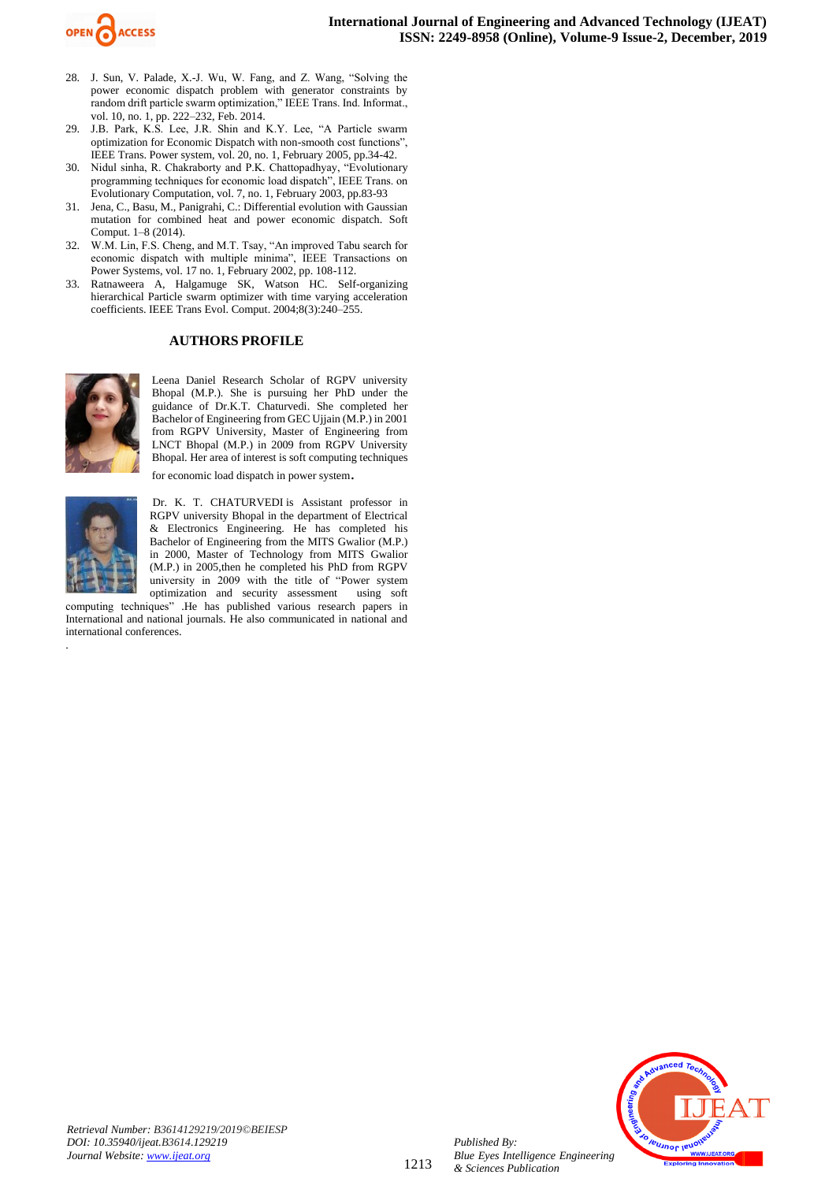28. J. Sun, V. Palade, X.-J. Wu, W. Fang, and Z. Wang, "Solving the power economic dispatch problem with generator constraints by random drift particle swarm optimization," IEEE Trans. Ind. Informat., vol. 10, no. 1, pp. 222–232, Feb. 2014.
29. J.B. Park, K.S. Lee, J.R. Shin and K.Y. Lee, "A Particle swarm optimization for Economic Dispatch with non-smooth cost functions", IEEE Trans. Power system, vol. 20, no. 1, February 2005, pp.34-42.
30. Nidul sinha, R. Chakraborty and P.K. Chattopadhyay, "Evolutionary programming techniques for economic load dispatch", IEEE Trans. on Evolutionary Computation, vol. 7, no. 1, February 2003, pp.83-93
31. Jena, C., Basu, M., Panigrahi, C.: Differential evolution with Gaussian mutation for combined heat and power economic dispatch. Soft Comput. 1–8 (2014).
32. W.M. Lin, F.S. Cheng, and M.T. Tsay, "An improved Tabu search for economic dispatch with multiple minima", IEEE Transactions on Power Systems, vol. 17 no. 1, February 2002, pp. 108-112.
33. Ratnaweera A, Halgamuge SK, Watson HC. Self-organizing hierarchical Particle swarm optimizer with time varying acceleration coefficients. IEEE Trans Evol. Comput. 2004;8(3):240–255.

## AUTHORS PROFILE

Leena Daniel Research Scholar of RGPV university Bhopal (M.P.). She is pursuing her PhD under the guidance of Dr.K.T. Chaturvedi. She completed her Bachelor of Engineering from GEC Ujjain (M.P.) in 2001 from RGPV University, Master of Engineering from LNCT Bhopal (M.P.) in 2009 from RGPV University Bhopal. Her area of interest is soft computing techniques for economic load dispatch in power system.

Dr. K. T. CHATURVEDI is Assistant professor in RGPV university Bhopal in the department of Electrical & Electronics Engineering. He has completed his Bachelor of Engineering from the MITS Gwalior (M.P.) in 2000, Master of Technology from MITS Gwalior (M.P.) in 2005,then he completed his PhD from RGPV university in 2009 with the title of "Power system optimization and security assessment using soft computing techniques" .He has published various research papers in International and national journals. He also communicated in national and international conferences.